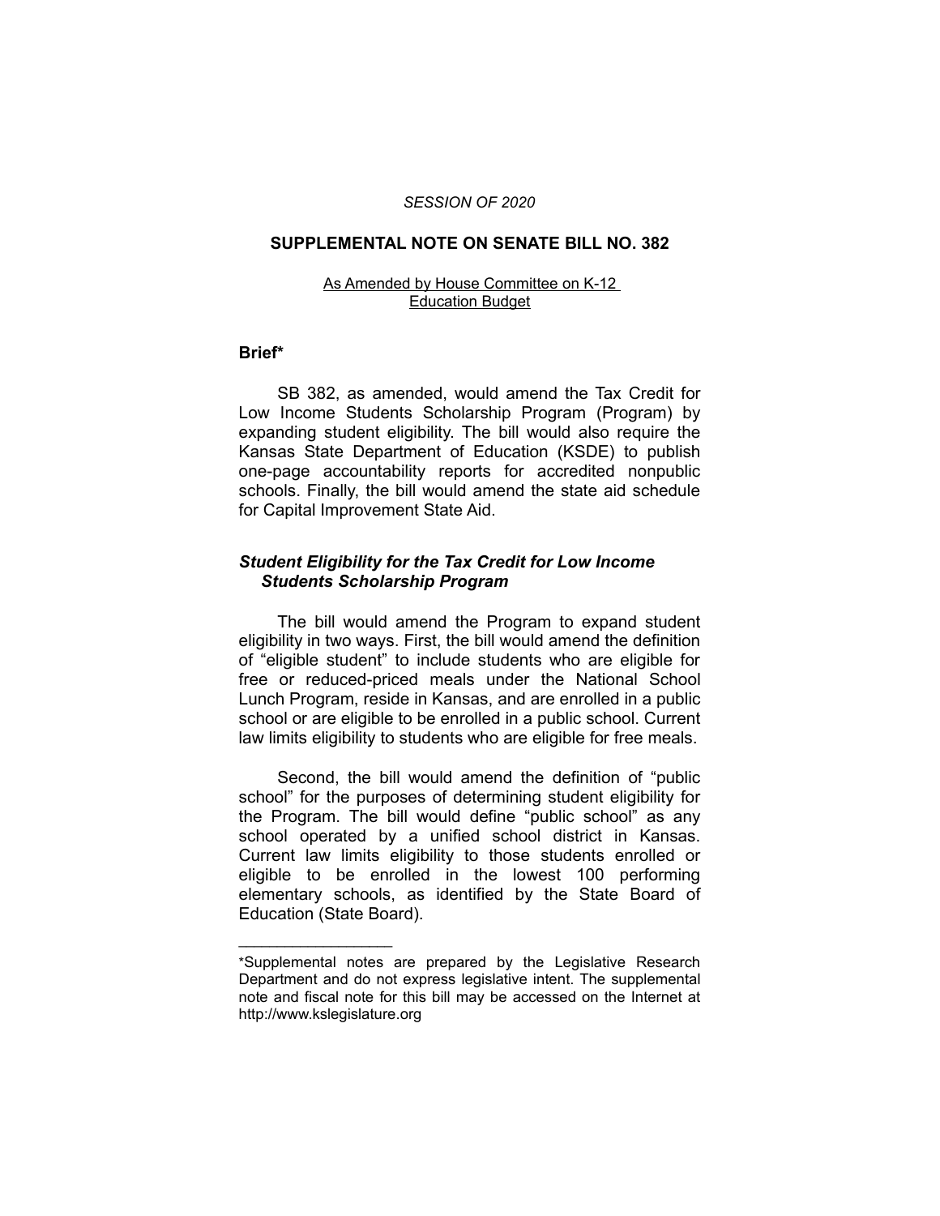*SESSION OF 2020*

# SUPPLEMENTAL NOTE ON SENATE BILL NO. 382

As Amended by House Committee on K-12 Education Budget

## Brief*

SB 382, as amended, would amend the Tax Credit for Low Income Students Scholarship Program (Program) by expanding student eligibility. The bill would also require the Kansas State Department of Education (KSDE) to publish one-page accountability reports for accredited nonpublic schools. Finally, the bill would amend the state aid schedule for Capital Improvement State Aid.

### *Student Eligibility for the Tax Credit for Low Income Students Scholarship Program*

The bill would amend the Program to expand student eligibility in two ways. First, the bill would amend the definition of "eligible student" to include students who are eligible for free or reduced-priced meals under the National School Lunch Program, reside in Kansas, and are enrolled in a public school or are eligible to be enrolled in a public school. Current law limits eligibility to students who are eligible for free meals.

Second, the bill would amend the definition of "public school" for the purposes of determining student eligibility for the Program. The bill would define "public school" as any school operated by a unified school district in Kansas. Current law limits eligibility to those students enrolled or eligible to be enrolled in the lowest 100 performing elementary schools, as identified by the State Board of Education (State Board).

---

*Supplemental notes are prepared by the Legislative Research Department and do not express legislative intent. The supplemental note and fiscal note for this bill may be accessed on the Internet at http://www.kslegislature.org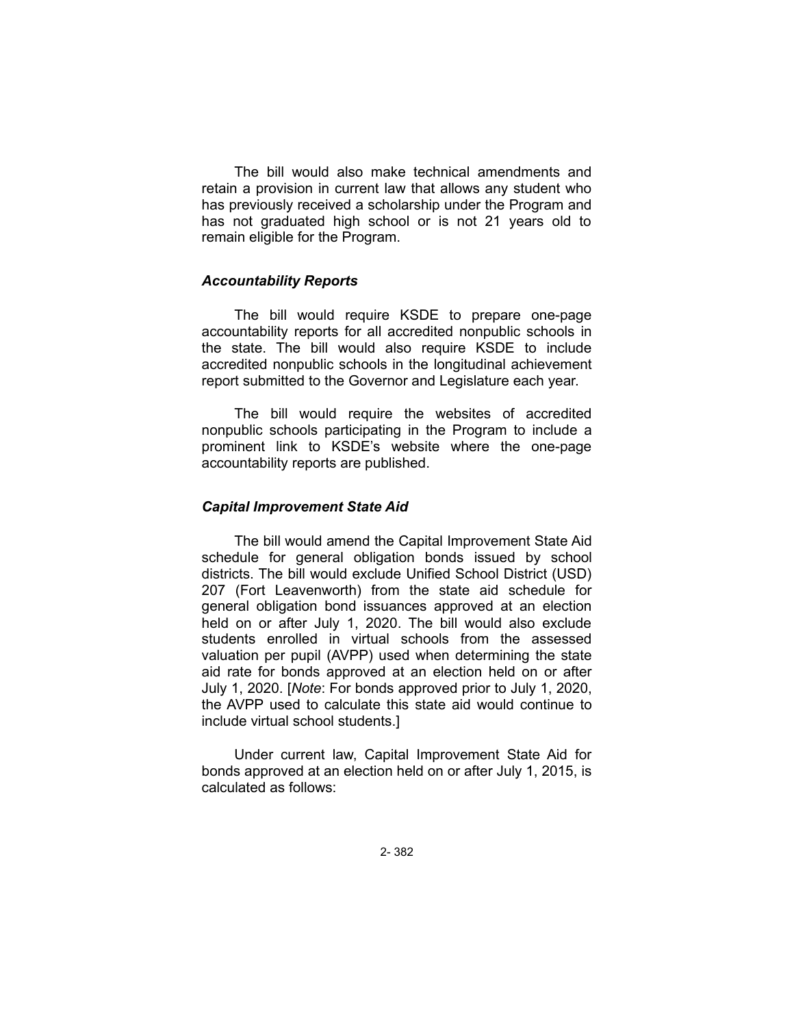The bill would also make technical amendments and retain a provision in current law that allows any student who has previously received a scholarship under the Program and has not graduated high school or is not 21 years old to remain eligible for the Program.

### *Accountability Reports*

The bill would require KSDE to prepare one-page accountability reports for all accredited nonpublic schools in the state. The bill would also require KSDE to include accredited nonpublic schools in the longitudinal achievement report submitted to the Governor and Legislature each year.

The bill would require the websites of accredited nonpublic schools participating in the Program to include a prominent link to KSDE's website where the one-page accountability reports are published.

### *Capital Improvement State Aid*

The bill would amend the Capital Improvement State Aid schedule for general obligation bonds issued by school districts. The bill would exclude Unified School District (USD) 207 (Fort Leavenworth) from the state aid schedule for general obligation bond issuances approved at an election held on or after July 1, 2020. The bill would also exclude students enrolled in virtual schools from the assessed valuation per pupil (AVPP) used when determining the state aid rate for bonds approved at an election held on or after July 1, 2020. [*Note*: For bonds approved prior to July 1, 2020, the AVPP used to calculate this state aid would continue to include virtual school students.]

Under current law, Capital Improvement State Aid for bonds approved at an election held on or after July 1, 2015, is calculated as follows: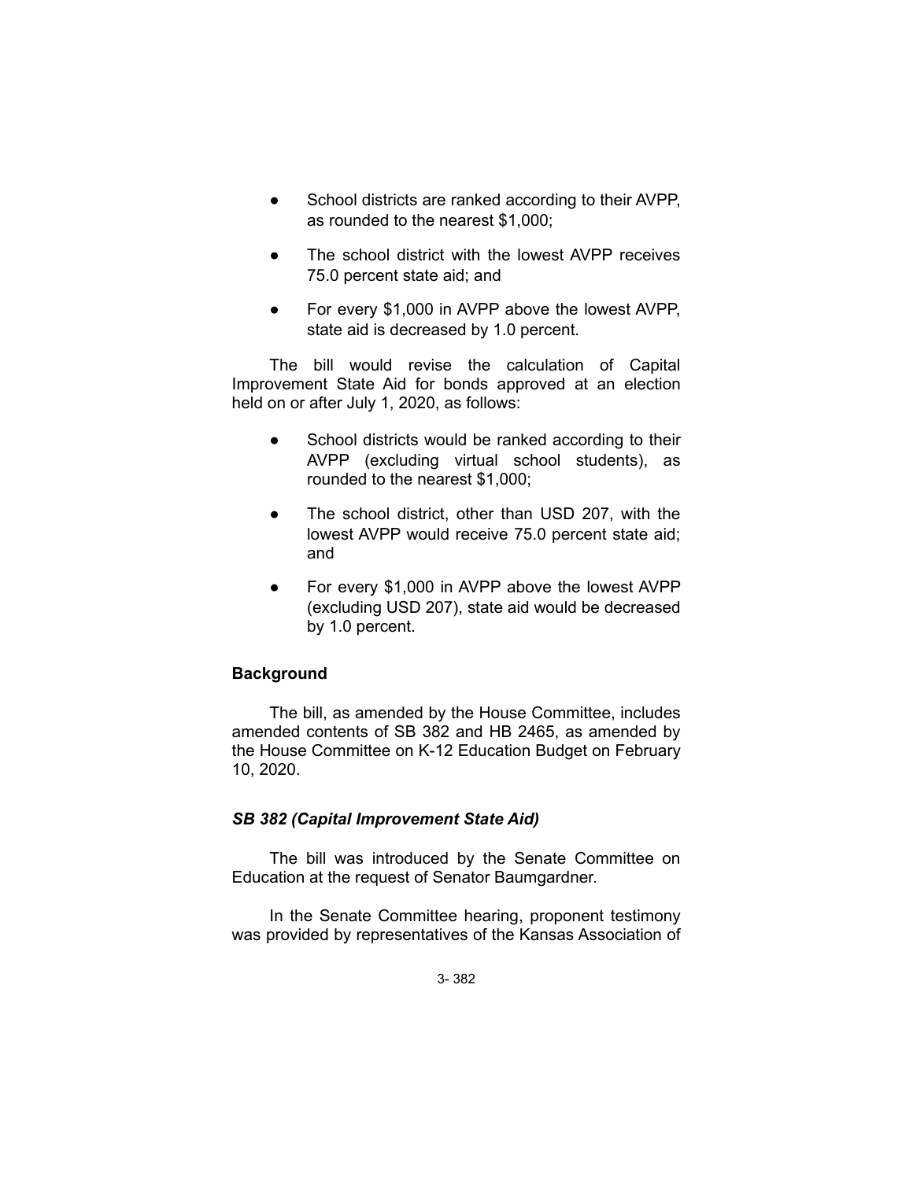- School districts are ranked according to their AVPP, as rounded to the nearest $1,000;
- The school district with the lowest AVPP receives 75.0 percent state aid; and
- For every $1,000 in AVPP above the lowest AVPP, state aid is decreased by 1.0 percent.

The bill would revise the calculation of Capital Improvement State Aid for bonds approved at an election held on or after July 1, 2020, as follows:

- School districts would be ranked according to their AVPP (excluding virtual school students), as rounded to the nearest $1,000;
- The school district, other than USD 207, with the lowest AVPP would receive 75.0 percent state aid; and
- For every $1,000 in AVPP above the lowest AVPP (excluding USD 207), state aid would be decreased by 1.0 percent.

## Background

The bill, as amended by the House Committee, includes amended contents of SB 382 and HB 2465, as amended by the House Committee on K-12 Education Budget on February 10, 2020.

### *SB 382 (Capital Improvement State Aid)*

The bill was introduced by the Senate Committee on Education at the request of Senator Baumgardner.

In the Senate Committee hearing, proponent testimony was provided by representatives of the Kansas Association of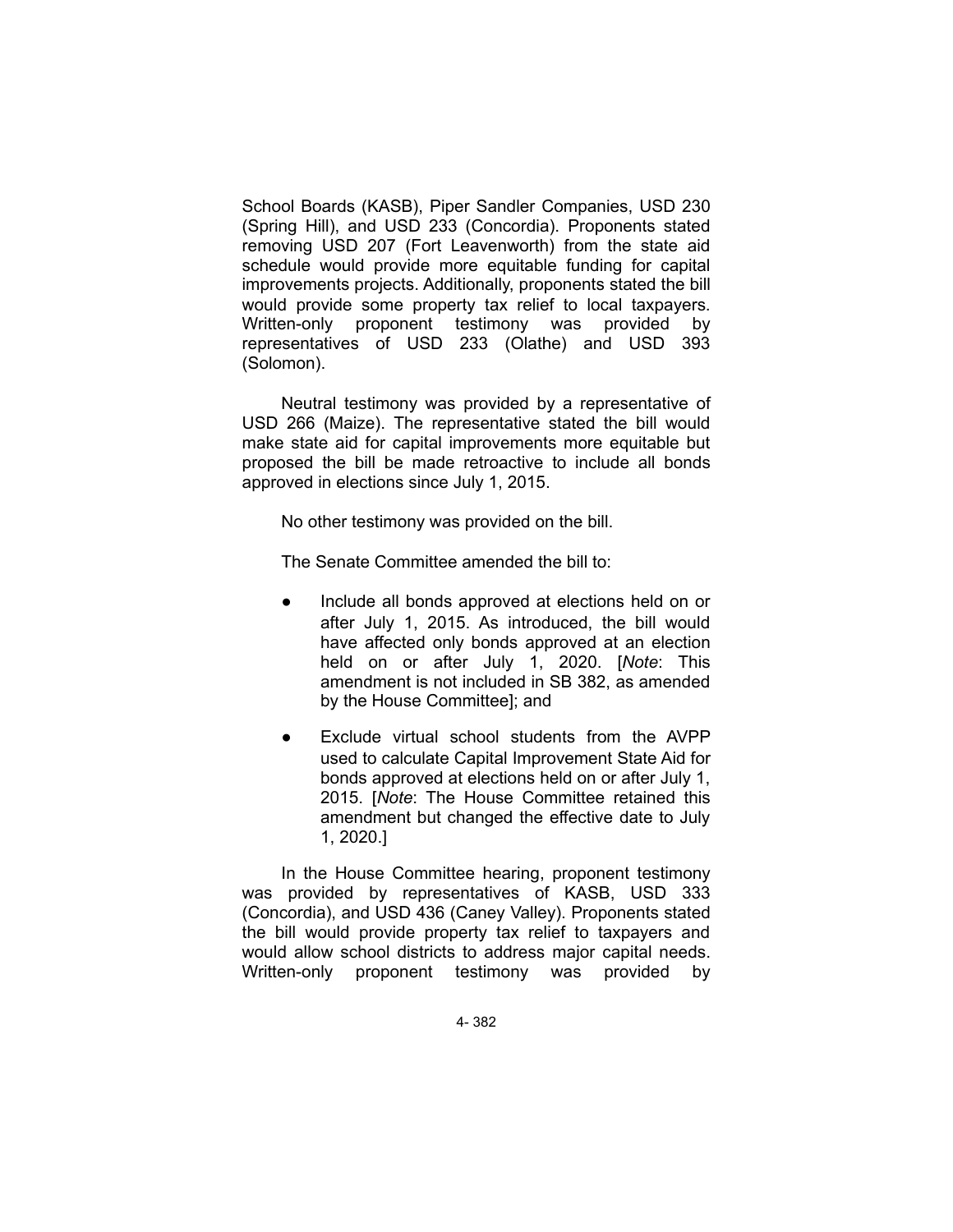School Boards (KASB), Piper Sandler Companies, USD 230 (Spring Hill), and USD 233 (Concordia). Proponents stated removing USD 207 (Fort Leavenworth) from the state aid schedule would provide more equitable funding for capital improvements projects. Additionally, proponents stated the bill would provide some property tax relief to local taxpayers. Written-only proponent testimony was provided by representatives of USD 233 (Olathe) and USD 393 (Solomon).

Neutral testimony was provided by a representative of USD 266 (Maize). The representative stated the bill would make state aid for capital improvements more equitable but proposed the bill be made retroactive to include all bonds approved in elections since July 1, 2015.

No other testimony was provided on the bill.

The Senate Committee amended the bill to:

- Include all bonds approved at elections held on or after July 1, 2015. As introduced, the bill would have affected only bonds approved at an election held on or after July 1, 2020. [*Note*: This amendment is not included in SB 382, as amended by the House Committee]; and
- Exclude virtual school students from the AVPP used to calculate Capital Improvement State Aid for bonds approved at elections held on or after July 1, 2015. [*Note*: The House Committee retained this amendment but changed the effective date to July 1, 2020.]

In the House Committee hearing, proponent testimony was provided by representatives of KASB, USD 333 (Concordia), and USD 436 (Caney Valley). Proponents stated the bill would provide property tax relief to taxpayers and would allow school districts to address major capital needs. Written-only proponent testimony was provided by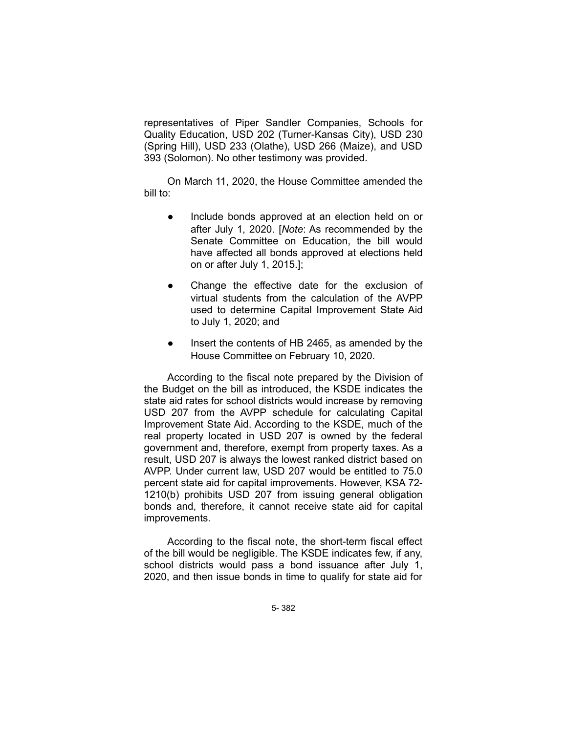representatives of Piper Sandler Companies, Schools for Quality Education, USD 202 (Turner-Kansas City), USD 230 (Spring Hill), USD 233 (Olathe), USD 266 (Maize), and USD 393 (Solomon). No other testimony was provided.

On March 11, 2020, the House Committee amended the bill to:

- Include bonds approved at an election held on or after July 1, 2020. [*Note*: As recommended by the Senate Committee on Education, the bill would have affected all bonds approved at elections held on or after July 1, 2015.];
- Change the effective date for the exclusion of virtual students from the calculation of the AVPP used to determine Capital Improvement State Aid to July 1, 2020; and
- Insert the contents of HB 2465, as amended by the House Committee on February 10, 2020.

According to the fiscal note prepared by the Division of the Budget on the bill as introduced, the KSDE indicates the state aid rates for school districts would increase by removing USD 207 from the AVPP schedule for calculating Capital Improvement State Aid. According to the KSDE, much of the real property located in USD 207 is owned by the federal government and, therefore, exempt from property taxes. As a result, USD 207 is always the lowest ranked district based on AVPP. Under current law, USD 207 would be entitled to 75.0 percent state aid for capital improvements. However, KSA 72-1210(b) prohibits USD 207 from issuing general obligation bonds and, therefore, it cannot receive state aid for capital improvements.

According to the fiscal note, the short-term fiscal effect of the bill would be negligible. The KSDE indicates few, if any, school districts would pass a bond issuance after July 1, 2020, and then issue bonds in time to qualify for state aid for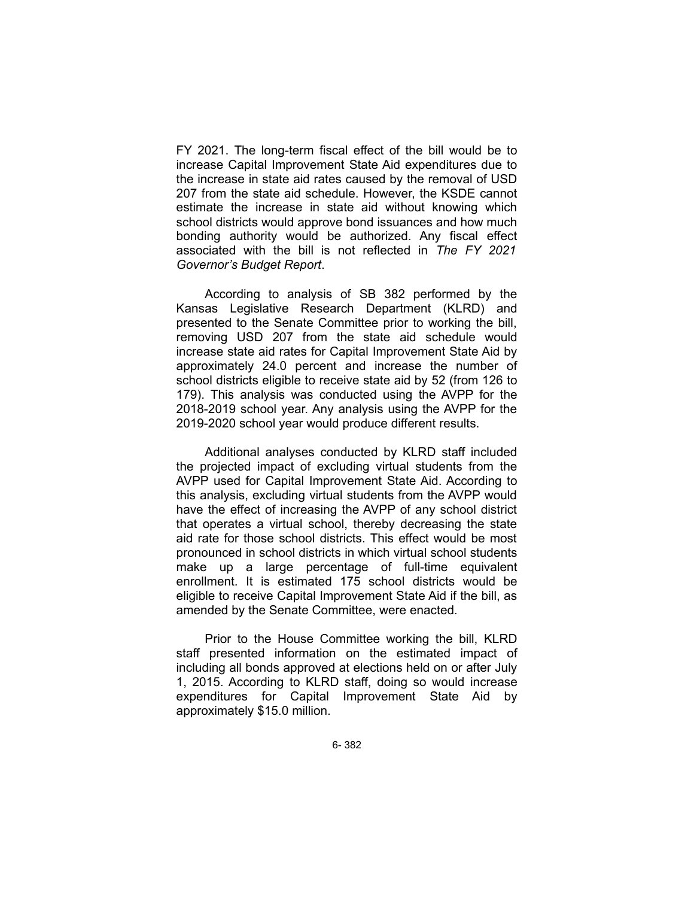FY 2021. The long-term fiscal effect of the bill would be to increase Capital Improvement State Aid expenditures due to the increase in state aid rates caused by the removal of USD 207 from the state aid schedule. However, the KSDE cannot estimate the increase in state aid without knowing which school districts would approve bond issuances and how much bonding authority would be authorized. Any fiscal effect associated with the bill is not reflected in *The FY 2021 Governor's Budget Report*.

According to analysis of SB 382 performed by the Kansas Legislative Research Department (KLRD) and presented to the Senate Committee prior to working the bill, removing USD 207 from the state aid schedule would increase state aid rates for Capital Improvement State Aid by approximately 24.0 percent and increase the number of school districts eligible to receive state aid by 52 (from 126 to 179). This analysis was conducted using the AVPP for the 2018-2019 school year. Any analysis using the AVPP for the 2019-2020 school year would produce different results.

Additional analyses conducted by KLRD staff included the projected impact of excluding virtual students from the AVPP used for Capital Improvement State Aid. According to this analysis, excluding virtual students from the AVPP would have the effect of increasing the AVPP of any school district that operates a virtual school, thereby decreasing the state aid rate for those school districts. This effect would be most pronounced in school districts in which virtual school students make up a large percentage of full-time equivalent enrollment. It is estimated 175 school districts would be eligible to receive Capital Improvement State Aid if the bill, as amended by the Senate Committee, were enacted.

Prior to the House Committee working the bill, KLRD staff presented information on the estimated impact of including all bonds approved at elections held on or after July 1, 2015. According to KLRD staff, doing so would increase expenditures for Capital Improvement State Aid by approximately $15.0 million.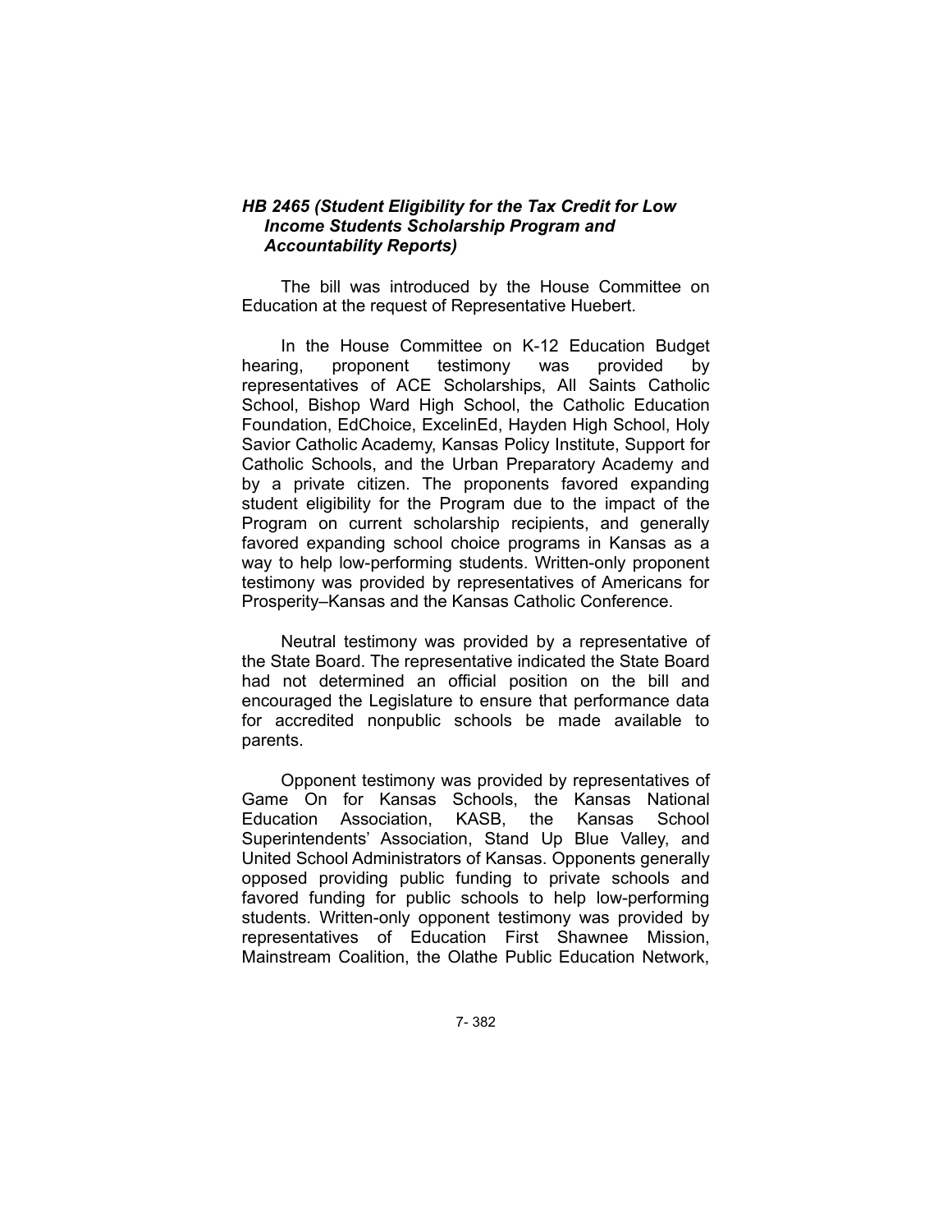***HB 2465 (Student Eligibility for the Tax Credit for Low Income Students Scholarship Program and Accountability Reports)***

The bill was introduced by the House Committee on Education at the request of Representative Huebert.

In the House Committee on K-12 Education Budget hearing, proponent testimony was provided by representatives of ACE Scholarships, All Saints Catholic School, Bishop Ward High School, the Catholic Education Foundation, EdChoice, ExcelinEd, Hayden High School, Holy Savior Catholic Academy, Kansas Policy Institute, Support for Catholic Schools, and the Urban Preparatory Academy and by a private citizen. The proponents favored expanding student eligibility for the Program due to the impact of the Program on current scholarship recipients, and generally favored expanding school choice programs in Kansas as a way to help low-performing students. Written-only proponent testimony was provided by representatives of Americans for Prosperity–Kansas and the Kansas Catholic Conference.

Neutral testimony was provided by a representative of the State Board. The representative indicated the State Board had not determined an official position on the bill and encouraged the Legislature to ensure that performance data for accredited nonpublic schools be made available to parents.

Opponent testimony was provided by representatives of Game On for Kansas Schools, the Kansas National Education Association, KASB, the Kansas School Superintendents' Association, Stand Up Blue Valley, and United School Administrators of Kansas. Opponents generally opposed providing public funding to private schools and favored funding for public schools to help low-performing students. Written-only opponent testimony was provided by representatives of Education First Shawnee Mission, Mainstream Coalition, the Olathe Public Education Network,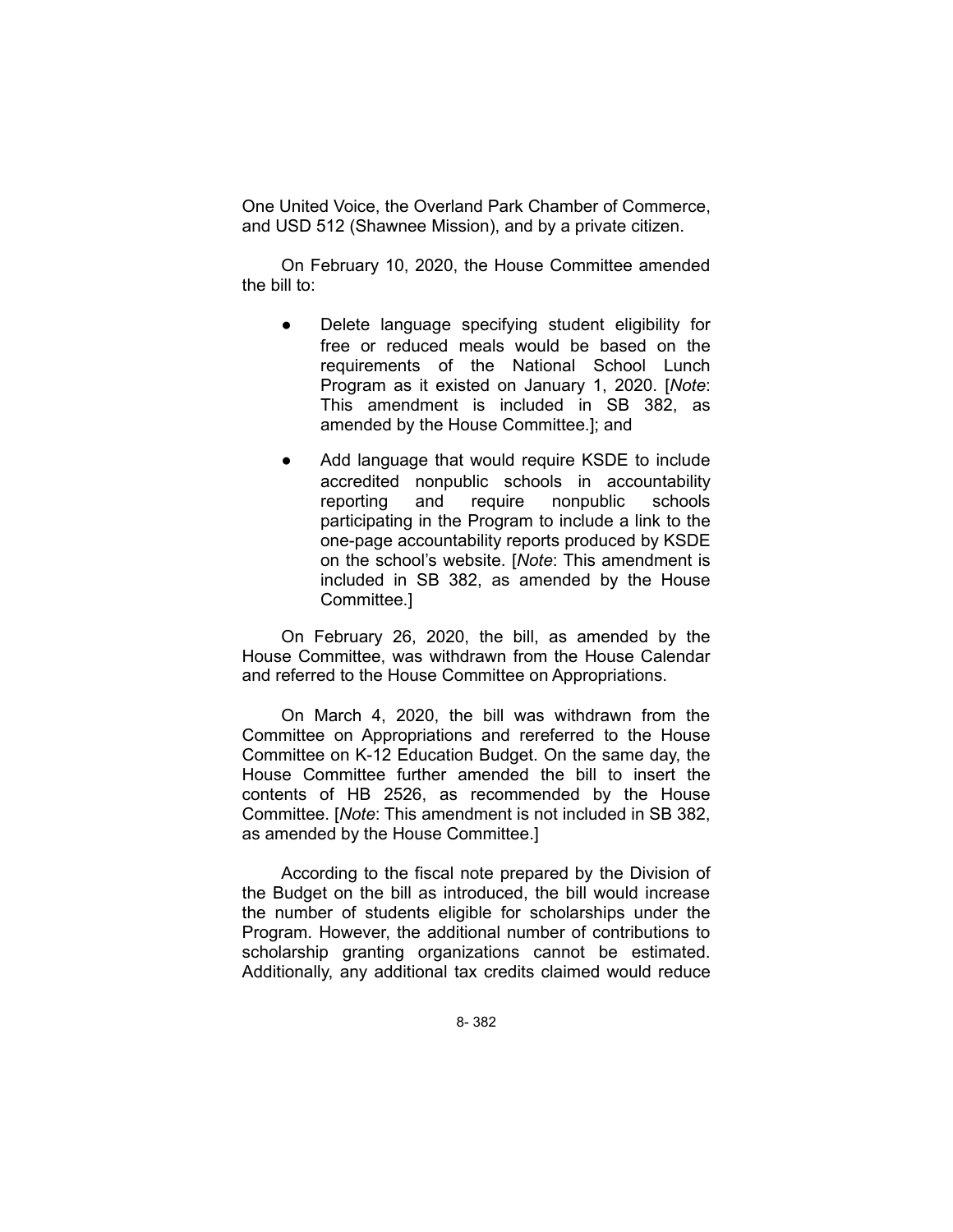One United Voice, the Overland Park Chamber of Commerce, and USD 512 (Shawnee Mission), and by a private citizen.

On February 10, 2020, the House Committee amended the bill to:

- Delete language specifying student eligibility for free or reduced meals would be based on the requirements of the National School Lunch Program as it existed on January 1, 2020. [*Note*: This amendment is included in SB 382, as amended by the House Committee.]; and
- Add language that would require KSDE to include accredited nonpublic schools in accountability reporting and require nonpublic schools participating in the Program to include a link to the one-page accountability reports produced by KSDE on the school's website. [*Note*: This amendment is included in SB 382, as amended by the House Committee.]

On February 26, 2020, the bill, as amended by the House Committee, was withdrawn from the House Calendar and referred to the House Committee on Appropriations.

On March 4, 2020, the bill was withdrawn from the Committee on Appropriations and rereferred to the House Committee on K-12 Education Budget. On the same day, the House Committee further amended the bill to insert the contents of HB 2526, as recommended by the House Committee. [*Note*: This amendment is not included in SB 382, as amended by the House Committee.]

According to the fiscal note prepared by the Division of the Budget on the bill as introduced, the bill would increase the number of students eligible for scholarships under the Program. However, the additional number of contributions to scholarship granting organizations cannot be estimated. Additionally, any additional tax credits claimed would reduce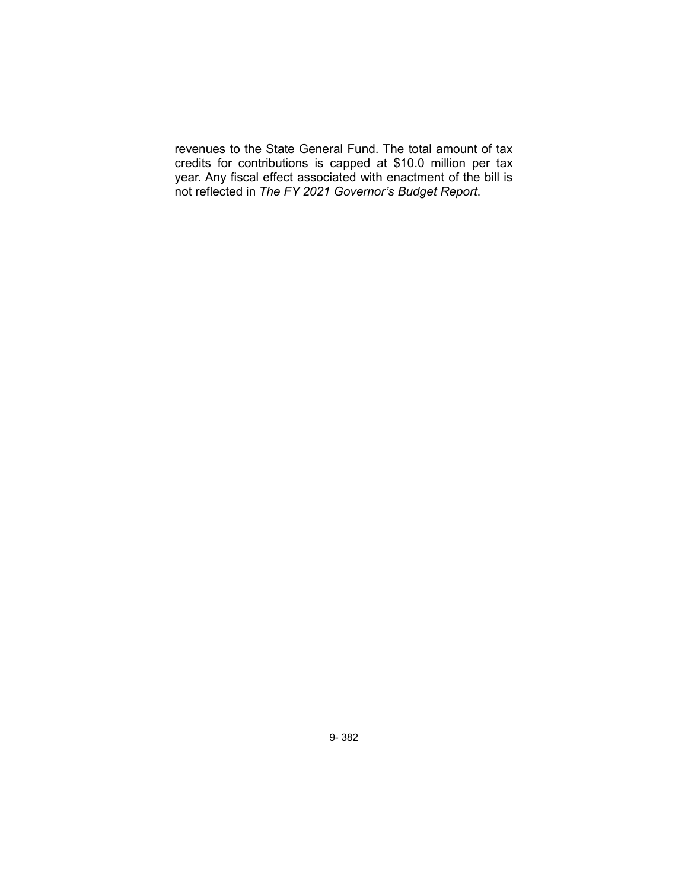revenues to the State General Fund. The total amount of tax credits for contributions is capped at $10.0 million per tax year. Any fiscal effect associated with enactment of the bill is not reflected in *The FY 2021 Governor's Budget Report*.